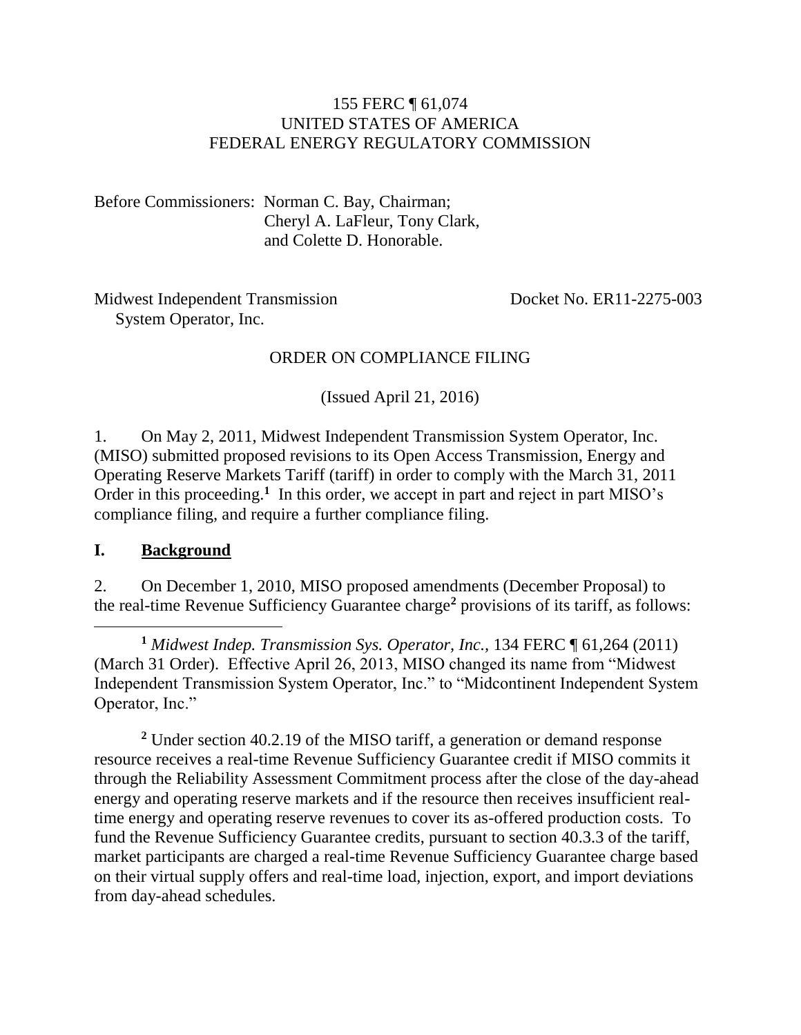155 FERC ¶ 61,074
UNITED STATES OF AMERICA
FEDERAL ENERGY REGULATORY COMMISSION

Before Commissioners: Norman C. Bay, Chairman;
Cheryl A. LaFleur, Tony Clark,
and Colette D. Honorable.

Midwest Independent Transmission System Operator, Inc. — Docket No. ER11-2275-003

ORDER ON COMPLIANCE FILING

(Issued April 21, 2016)

1. On May 2, 2011, Midwest Independent Transmission System Operator, Inc. (MISO) submitted proposed revisions to its Open Access Transmission, Energy and Operating Reserve Markets Tariff (tariff) in order to comply with the March 31, 2011 Order in this proceeding.[1] In this order, we accept in part and reject in part MISO's compliance filing, and require a further compliance filing.

## I. Background

2. On December 1, 2010, MISO proposed amendments (December Proposal) to the real-time Revenue Sufficiency Guarantee charge[2] provisions of its tariff, as follows:

---

[1] *Midwest Indep. Transmission Sys. Operator, Inc.,* 134 FERC ¶ 61,264 (2011) (March 31 Order). Effective April 26, 2013, MISO changed its name from "Midwest Independent Transmission System Operator, Inc." to "Midcontinent Independent System Operator, Inc."

[2] Under section 40.2.19 of the MISO tariff, a generation or demand response resource receives a real-time Revenue Sufficiency Guarantee credit if MISO commits it through the Reliability Assessment Commitment process after the close of the day-ahead energy and operating reserve markets and if the resource then receives insufficient real-time energy and operating reserve revenues to cover its as-offered production costs. To fund the Revenue Sufficiency Guarantee credits, pursuant to section 40.3.3 of the tariff, market participants are charged a real-time Revenue Sufficiency Guarantee charge based on their virtual supply offers and real-time load, injection, export, and import deviations from day-ahead schedules.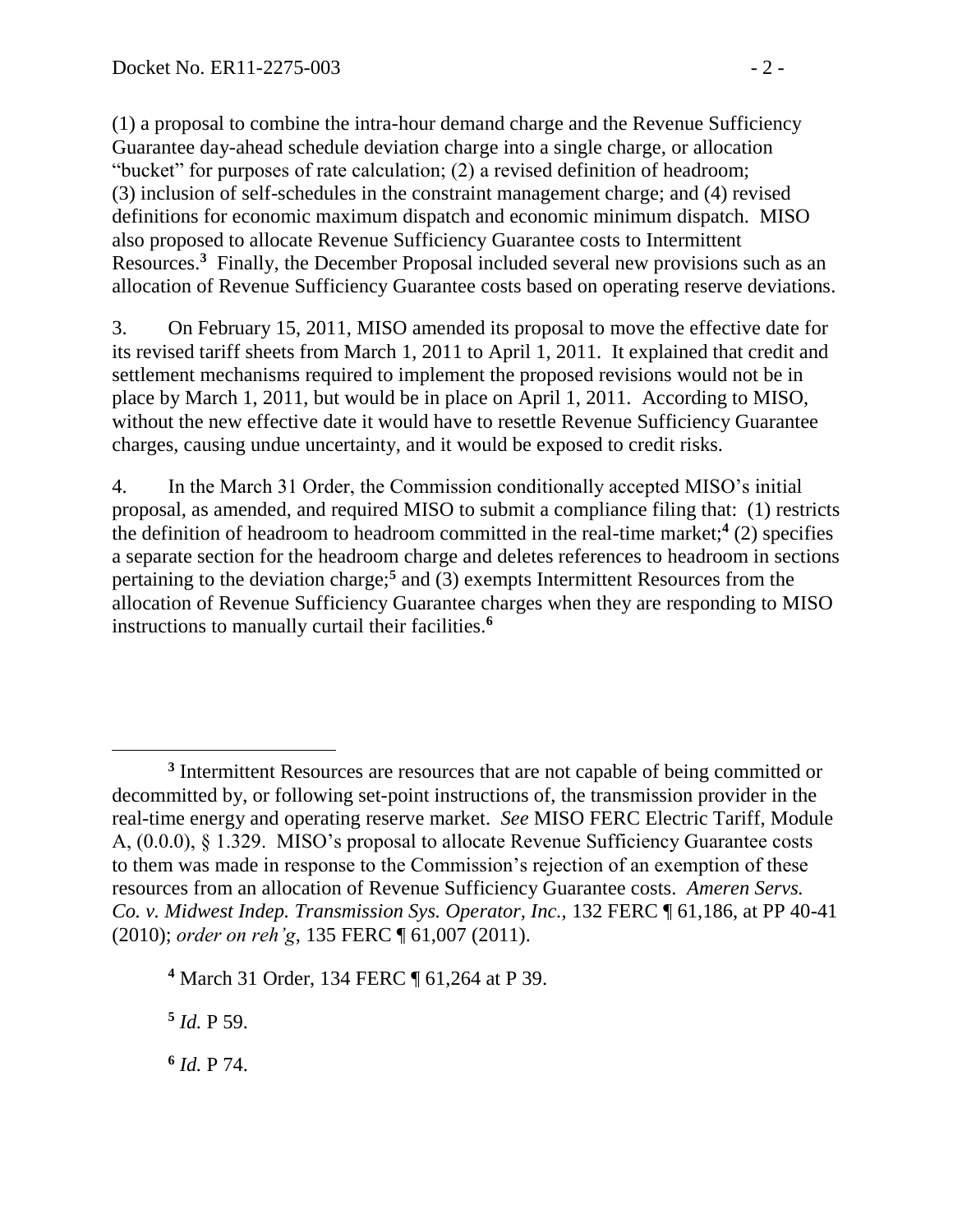(1) a proposal to combine the intra-hour demand charge and the Revenue Sufficiency Guarantee day-ahead schedule deviation charge into a single charge, or allocation "bucket" for purposes of rate calculation; (2) a revised definition of headroom; (3) inclusion of self-schedules in the constraint management charge; and (4) revised definitions for economic maximum dispatch and economic minimum dispatch. MISO also proposed to allocate Revenue Sufficiency Guarantee costs to Intermittent Resources.[3] Finally, the December Proposal included several new provisions such as an allocation of Revenue Sufficiency Guarantee costs based on operating reserve deviations.

3. On February 15, 2011, MISO amended its proposal to move the effective date for its revised tariff sheets from March 1, 2011 to April 1, 2011. It explained that credit and settlement mechanisms required to implement the proposed revisions would not be in place by March 1, 2011, but would be in place on April 1, 2011. According to MISO, without the new effective date it would have to resettle Revenue Sufficiency Guarantee charges, causing undue uncertainty, and it would be exposed to credit risks.

4. In the March 31 Order, the Commission conditionally accepted MISO's initial proposal, as amended, and required MISO to submit a compliance filing that: (1) restricts the definition of headroom to headroom committed in the real-time market;[4] (2) specifies a separate section for the headroom charge and deletes references to headroom in sections pertaining to the deviation charge;[5] and (3) exempts Intermittent Resources from the allocation of Revenue Sufficiency Guarantee charges when they are responding to MISO instructions to manually curtail their facilities.[6]

---

[3] Intermittent Resources are resources that are not capable of being committed or decommitted by, or following set-point instructions of, the transmission provider in the real-time energy and operating reserve market. *See* MISO FERC Electric Tariff, Module A, (0.0.0), § 1.329. MISO's proposal to allocate Revenue Sufficiency Guarantee costs to them was made in response to the Commission's rejection of an exemption of these resources from an allocation of Revenue Sufficiency Guarantee costs. *Ameren Servs. Co. v. Midwest Indep. Transmission Sys. Operator, Inc.,* 132 FERC ¶ 61,186, at PP 40-41 (2010); *order on reh'g*, 135 FERC ¶ 61,007 (2011).

[4] March 31 Order, 134 FERC ¶ 61,264 at P 39.

[5] *Id.* P 59.

[6] *Id.* P 74.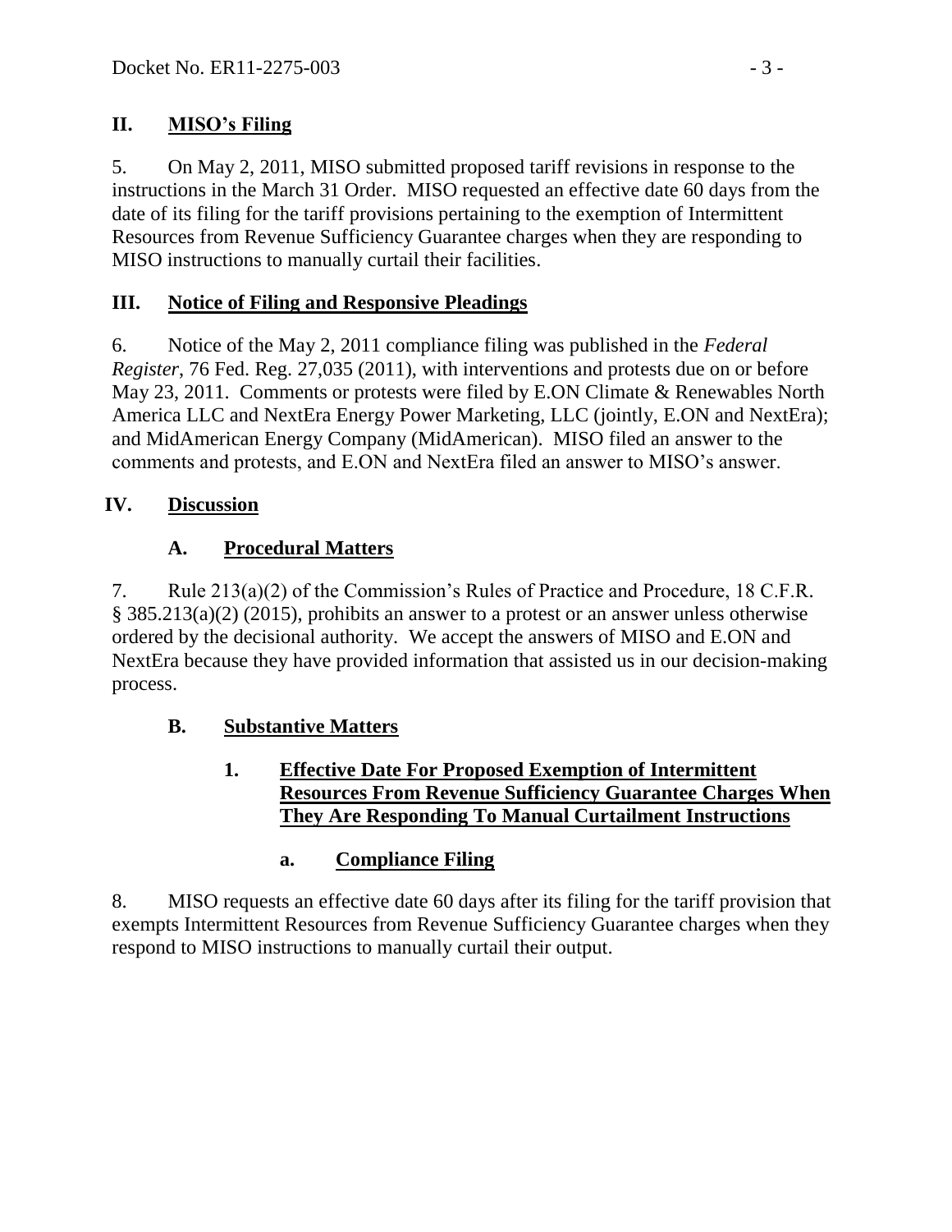## II. MISO's Filing

5. On May 2, 2011, MISO submitted proposed tariff revisions in response to the instructions in the March 31 Order. MISO requested an effective date 60 days from the date of its filing for the tariff provisions pertaining to the exemption of Intermittent Resources from Revenue Sufficiency Guarantee charges when they are responding to MISO instructions to manually curtail their facilities.

## III. Notice of Filing and Responsive Pleadings

6. Notice of the May 2, 2011 compliance filing was published in the *Federal Register*, 76 Fed. Reg. 27,035 (2011), with interventions and protests due on or before May 23, 2011. Comments or protests were filed by E.ON Climate & Renewables North America LLC and NextEra Energy Power Marketing, LLC (jointly, E.ON and NextEra); and MidAmerican Energy Company (MidAmerican). MISO filed an answer to the comments and protests, and E.ON and NextEra filed an answer to MISO's answer.

## IV. Discussion

### A. Procedural Matters

7. Rule 213(a)(2) of the Commission's Rules of Practice and Procedure, 18 C.F.R. § 385.213(a)(2) (2015), prohibits an answer to a protest or an answer unless otherwise ordered by the decisional authority. We accept the answers of MISO and E.ON and NextEra because they have provided information that assisted us in our decision-making process.

### B. Substantive Matters

#### 1. Effective Date For Proposed Exemption of Intermittent Resources From Revenue Sufficiency Guarantee Charges When They Are Responding To Manual Curtailment Instructions

##### a. Compliance Filing

8. MISO requests an effective date 60 days after its filing for the tariff provision that exempts Intermittent Resources from Revenue Sufficiency Guarantee charges when they respond to MISO instructions to manually curtail their output.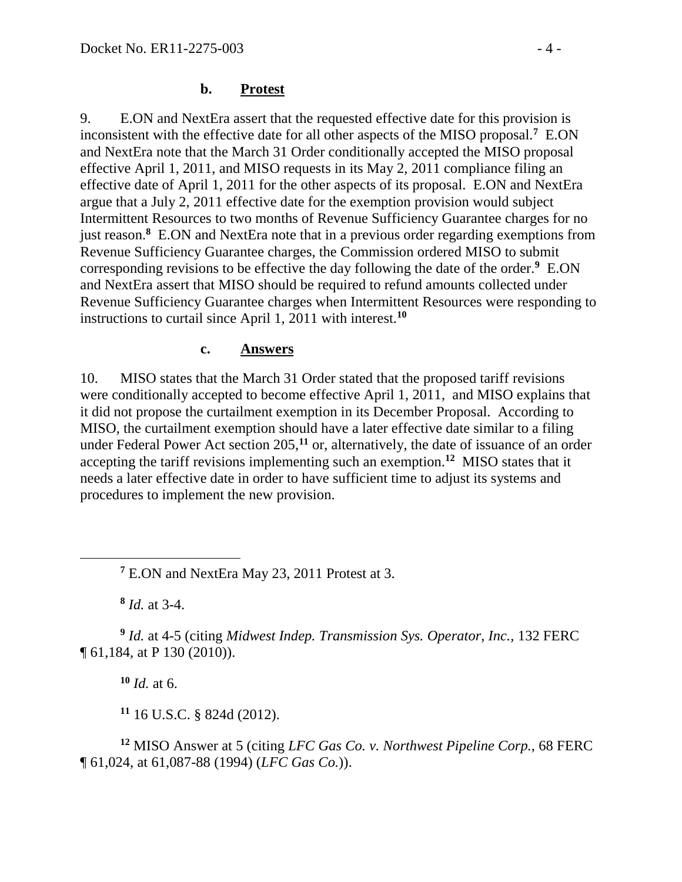### b. **Protest**

9. E.ON and NextEra assert that the requested effective date for this provision is inconsistent with the effective date for all other aspects of the MISO proposal.[7] E.ON and NextEra note that the March 31 Order conditionally accepted the MISO proposal effective April 1, 2011, and MISO requests in its May 2, 2011 compliance filing an effective date of April 1, 2011 for the other aspects of its proposal. E.ON and NextEra argue that a July 2, 2011 effective date for the exemption provision would subject Intermittent Resources to two months of Revenue Sufficiency Guarantee charges for no just reason.[8] E.ON and NextEra note that in a previous order regarding exemptions from Revenue Sufficiency Guarantee charges, the Commission ordered MISO to submit corresponding revisions to be effective the day following the date of the order.[9] E.ON and NextEra assert that MISO should be required to refund amounts collected under Revenue Sufficiency Guarantee charges when Intermittent Resources were responding to instructions to curtail since April 1, 2011 with interest.[10]

### c. **Answers**

10. MISO states that the March 31 Order stated that the proposed tariff revisions were conditionally accepted to become effective April 1, 2011, and MISO explains that it did not propose the curtailment exemption in its December Proposal. According to MISO, the curtailment exemption should have a later effective date similar to a filing under Federal Power Act section 205,[11] or, alternatively, the date of issuance of an order accepting the tariff revisions implementing such an exemption.[12] MISO states that it needs a later effective date in order to have sufficient time to adjust its systems and procedures to implement the new provision.

---

[7] E.ON and NextEra May 23, 2011 Protest at 3.

[8] *Id.* at 3-4.

[9] *Id.* at 4-5 (citing *Midwest Indep. Transmission Sys. Operator, Inc.*, 132 FERC ¶ 61,184, at P 130 (2010)).

[10] *Id.* at 6.

[11] 16 U.S.C. § 824d (2012).

[12] MISO Answer at 5 (citing *LFC Gas Co. v. Northwest Pipeline Corp.*, 68 FERC ¶ 61,024, at 61,087-88 (1994) (*LFC Gas Co.*)).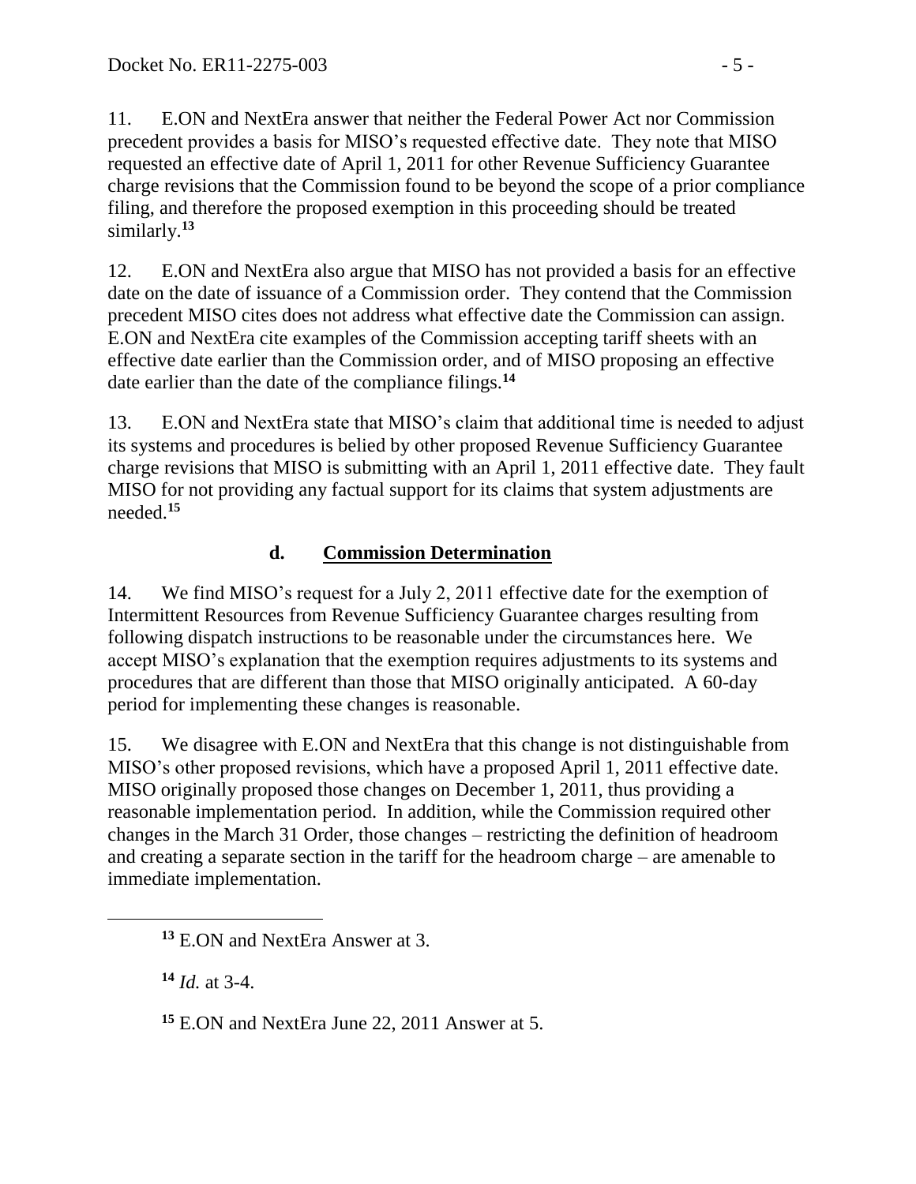11. E.ON and NextEra answer that neither the Federal Power Act nor Commission precedent provides a basis for MISO's requested effective date. They note that MISO requested an effective date of April 1, 2011 for other Revenue Sufficiency Guarantee charge revisions that the Commission found to be beyond the scope of a prior compliance filing, and therefore the proposed exemption in this proceeding should be treated similarly.[13]

12. E.ON and NextEra also argue that MISO has not provided a basis for an effective date on the date of issuance of a Commission order. They contend that the Commission precedent MISO cites does not address what effective date the Commission can assign. E.ON and NextEra cite examples of the Commission accepting tariff sheets with an effective date earlier than the Commission order, and of MISO proposing an effective date earlier than the date of the compliance filings.[14]

13. E.ON and NextEra state that MISO's claim that additional time is needed to adjust its systems and procedures is belied by other proposed Revenue Sufficiency Guarantee charge revisions that MISO is submitting with an April 1, 2011 effective date. They fault MISO for not providing any factual support for its claims that system adjustments are needed.[15]

### d. Commission Determination

14. We find MISO's request for a July 2, 2011 effective date for the exemption of Intermittent Resources from Revenue Sufficiency Guarantee charges resulting from following dispatch instructions to be reasonable under the circumstances here. We accept MISO's explanation that the exemption requires adjustments to its systems and procedures that are different than those that MISO originally anticipated. A 60-day period for implementing these changes is reasonable.

15. We disagree with E.ON and NextEra that this change is not distinguishable from MISO's other proposed revisions, which have a proposed April 1, 2011 effective date. MISO originally proposed those changes on December 1, 2011, thus providing a reasonable implementation period. In addition, while the Commission required other changes in the March 31 Order, those changes – restricting the definition of headroom and creating a separate section in the tariff for the headroom charge – are amenable to immediate implementation.

---

[13] E.ON and NextEra Answer at 3.

[14] *Id.* at 3-4.

[15] E.ON and NextEra June 22, 2011 Answer at 5.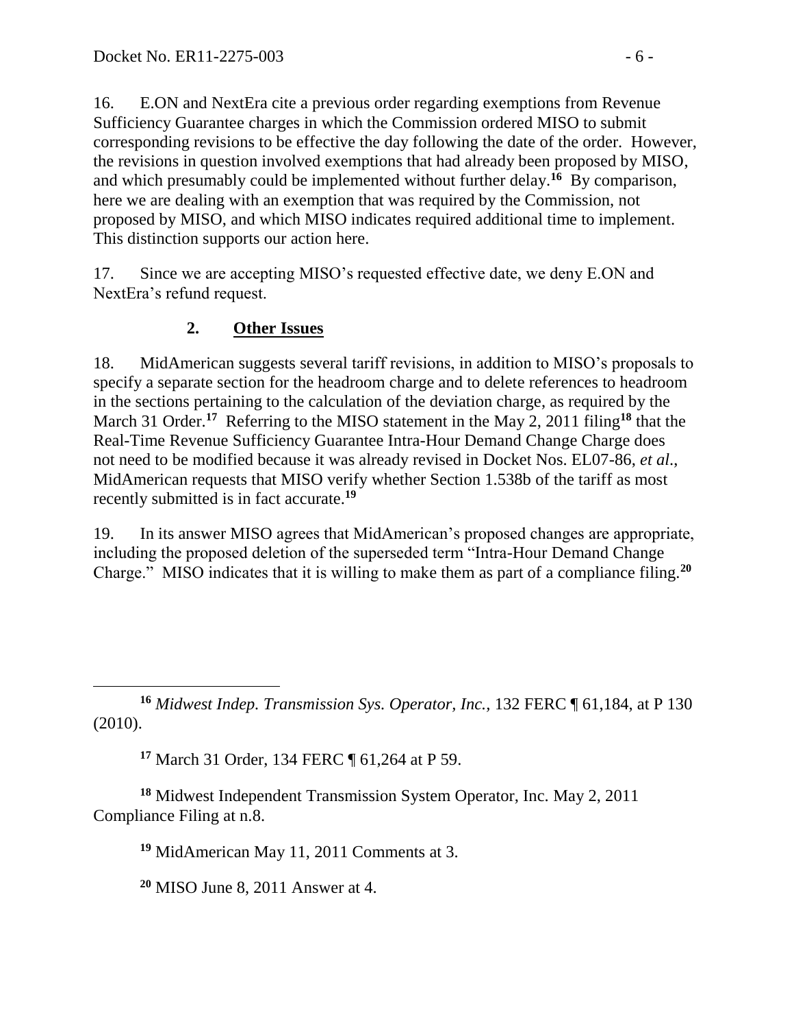16. E.ON and NextEra cite a previous order regarding exemptions from Revenue Sufficiency Guarantee charges in which the Commission ordered MISO to submit corresponding revisions to be effective the day following the date of the order. However, the revisions in question involved exemptions that had already been proposed by MISO, and which presumably could be implemented without further delay.[16] By comparison, here we are dealing with an exemption that was required by the Commission, not proposed by MISO, and which MISO indicates required additional time to implement. This distinction supports our action here.

17. Since we are accepting MISO's requested effective date, we deny E.ON and NextEra's refund request.

### 2. Other Issues

18. MidAmerican suggests several tariff revisions, in addition to MISO's proposals to specify a separate section for the headroom charge and to delete references to headroom in the sections pertaining to the calculation of the deviation charge, as required by the March 31 Order.[17] Referring to the MISO statement in the May 2, 2011 filing[18] that the Real-Time Revenue Sufficiency Guarantee Intra-Hour Demand Change Charge does not need to be modified because it was already revised in Docket Nos. EL07-86, *et al.*, MidAmerican requests that MISO verify whether Section 1.538b of the tariff as most recently submitted is in fact accurate.[19]

19. In its answer MISO agrees that MidAmerican's proposed changes are appropriate, including the proposed deletion of the superseded term "Intra-Hour Demand Change Charge." MISO indicates that it is willing to make them as part of a compliance filing.[20]

---

[16] *Midwest Indep. Transmission Sys. Operator, Inc.*, 132 FERC ¶ 61,184, at P 130 (2010).

[17] March 31 Order, 134 FERC ¶ 61,264 at P 59.

[18] Midwest Independent Transmission System Operator, Inc. May 2, 2011 Compliance Filing at n.8.

[19] MidAmerican May 11, 2011 Comments at 3.

[20] MISO June 8, 2011 Answer at 4.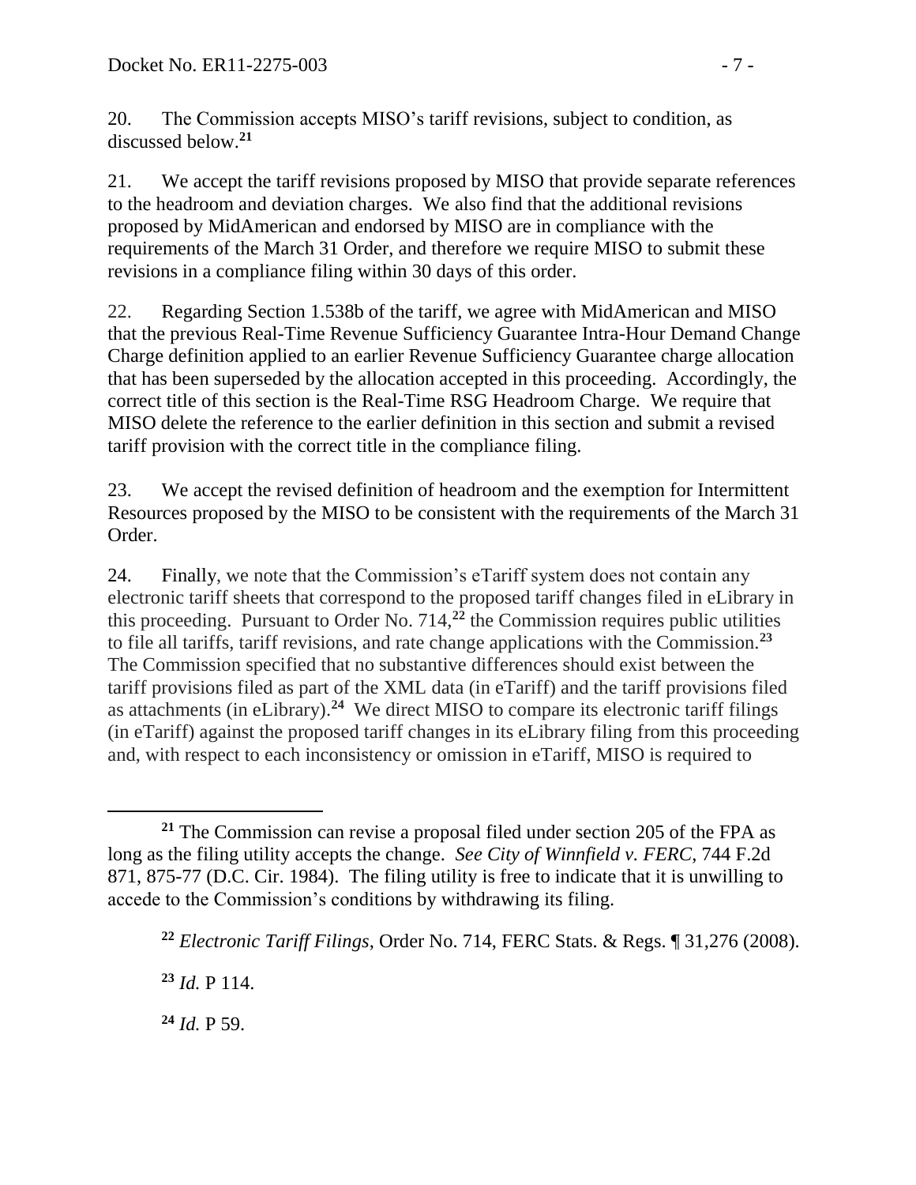20. The Commission accepts MISO's tariff revisions, subject to condition, as discussed below.[21]

21. We accept the tariff revisions proposed by MISO that provide separate references to the headroom and deviation charges. We also find that the additional revisions proposed by MidAmerican and endorsed by MISO are in compliance with the requirements of the March 31 Order, and therefore we require MISO to submit these revisions in a compliance filing within 30 days of this order.

22. Regarding Section 1.538b of the tariff, we agree with MidAmerican and MISO that the previous Real-Time Revenue Sufficiency Guarantee Intra-Hour Demand Change Charge definition applied to an earlier Revenue Sufficiency Guarantee charge allocation that has been superseded by the allocation accepted in this proceeding. Accordingly, the correct title of this section is the Real-Time RSG Headroom Charge. We require that MISO delete the reference to the earlier definition in this section and submit a revised tariff provision with the correct title in the compliance filing.

23. We accept the revised definition of headroom and the exemption for Intermittent Resources proposed by the MISO to be consistent with the requirements of the March 31 Order.

24. Finally, we note that the Commission's eTariff system does not contain any electronic tariff sheets that correspond to the proposed tariff changes filed in eLibrary in this proceeding. Pursuant to Order No. 714,[22] the Commission requires public utilities to file all tariffs, tariff revisions, and rate change applications with the Commission.[23] The Commission specified that no substantive differences should exist between the tariff provisions filed as part of the XML data (in eTariff) and the tariff provisions filed as attachments (in eLibrary).[24] We direct MISO to compare its electronic tariff filings (in eTariff) against the proposed tariff changes in its eLibrary filing from this proceeding and, with respect to each inconsistency or omission in eTariff, MISO is required to

---

[21] The Commission can revise a proposal filed under section 205 of the FPA as long as the filing utility accepts the change. *See City of Winnfield v. FERC*, 744 F.2d 871, 875-77 (D.C. Cir. 1984). The filing utility is free to indicate that it is unwilling to accede to the Commission's conditions by withdrawing its filing.

[22] *Electronic Tariff Filings*, Order No. 714, FERC Stats. & Regs. ¶ 31,276 (2008).

[23] *Id.* P 114.

[24] *Id.* P 59.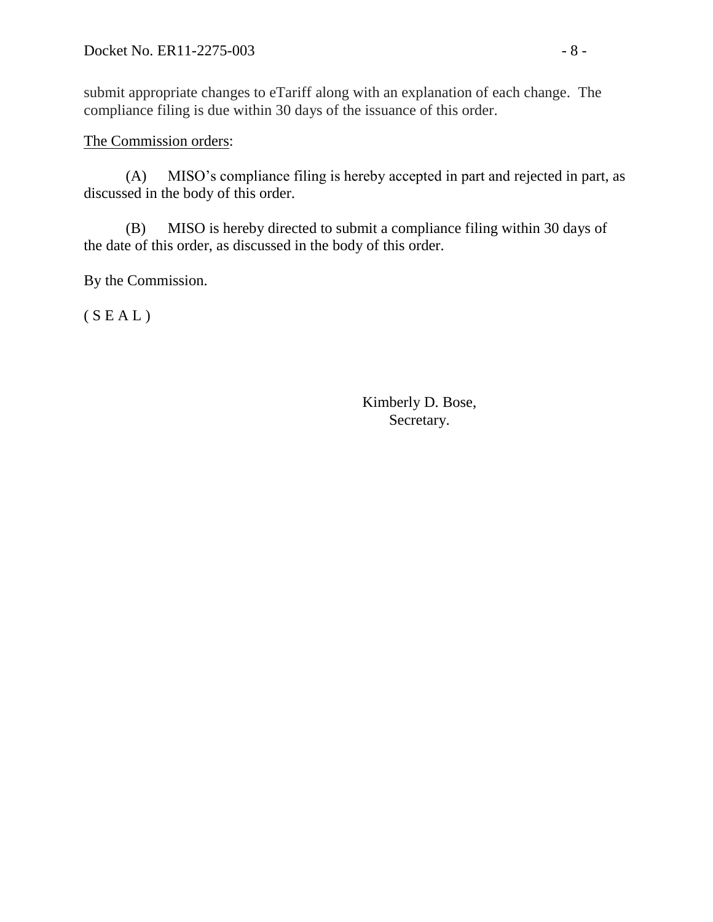submit appropriate changes to eTariff along with an explanation of each change. The compliance filing is due within 30 days of the issuance of this order.

The Commission orders:

(A) MISO's compliance filing is hereby accepted in part and rejected in part, as discussed in the body of this order.

(B) MISO is hereby directed to submit a compliance filing within 30 days of the date of this order, as discussed in the body of this order.

By the Commission.

( S E A L )

Kimberly D. Bose,
Secretary.